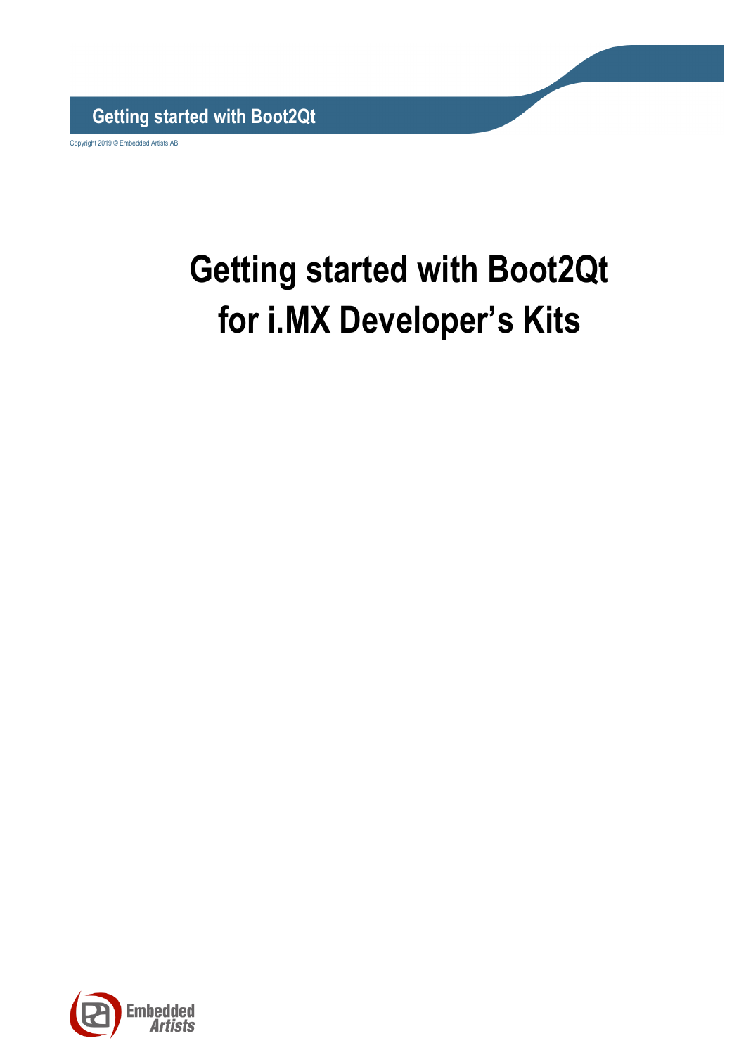# Getting started with Boot2Qt for i.MX Developer's Kits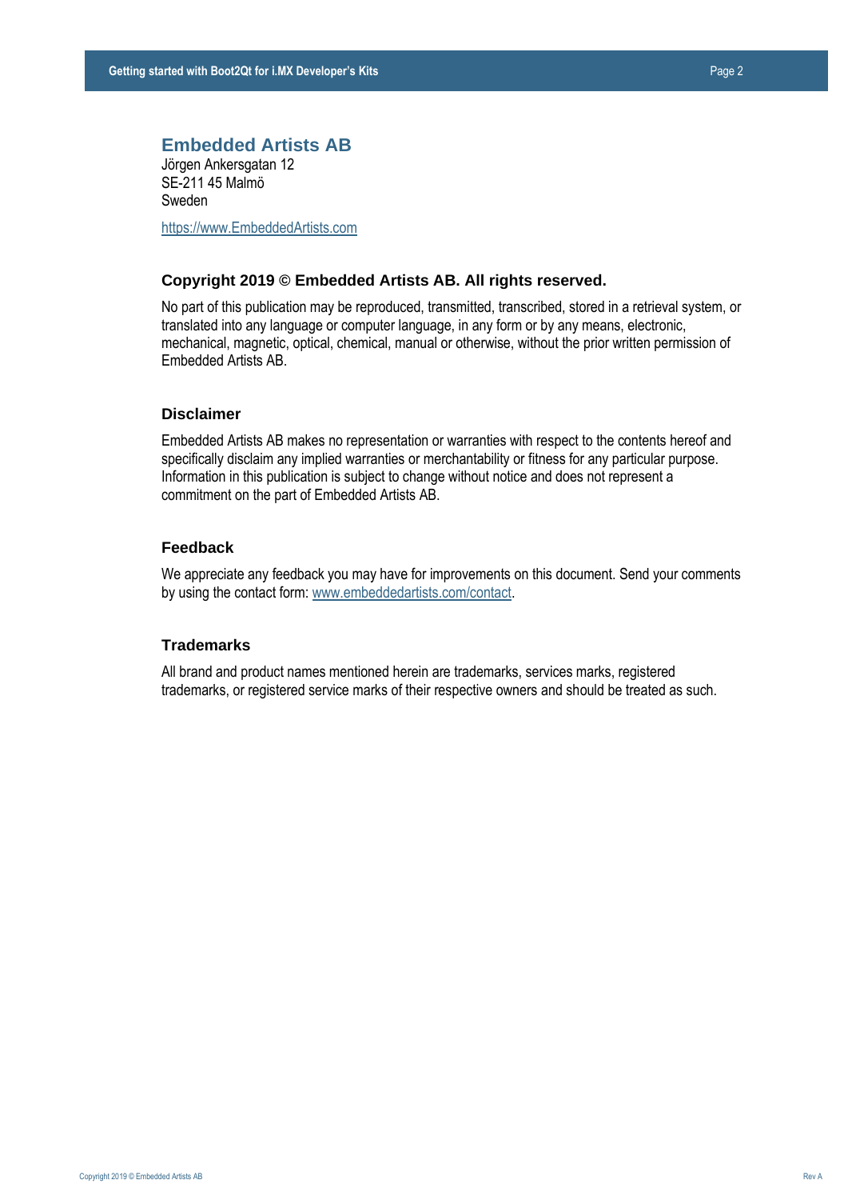## Embedded Artists AB

Jörgen Ankersgatan 12
SE-211 45 Malmö
Sweden

https://www.EmbeddedArtists.com

### Copyright 2019 © Embedded Artists AB. All rights reserved.

No part of this publication may be reproduced, transmitted, transcribed, stored in a retrieval system, or translated into any language or computer language, in any form or by any means, electronic, mechanical, magnetic, optical, chemical, manual or otherwise, without the prior written permission of Embedded Artists AB.

### Disclaimer

Embedded Artists AB makes no representation or warranties with respect to the contents hereof and specifically disclaim any implied warranties or merchantability or fitness for any particular purpose. Information in this publication is subject to change without notice and does not represent a commitment on the part of Embedded Artists AB.

### Feedback

We appreciate any feedback you may have for improvements on this document. Send your comments by using the contact form: www.embeddedartists.com/contact.

### Trademarks

All brand and product names mentioned herein are trademarks, services marks, registered trademarks, or registered service marks of their respective owners and should be treated as such.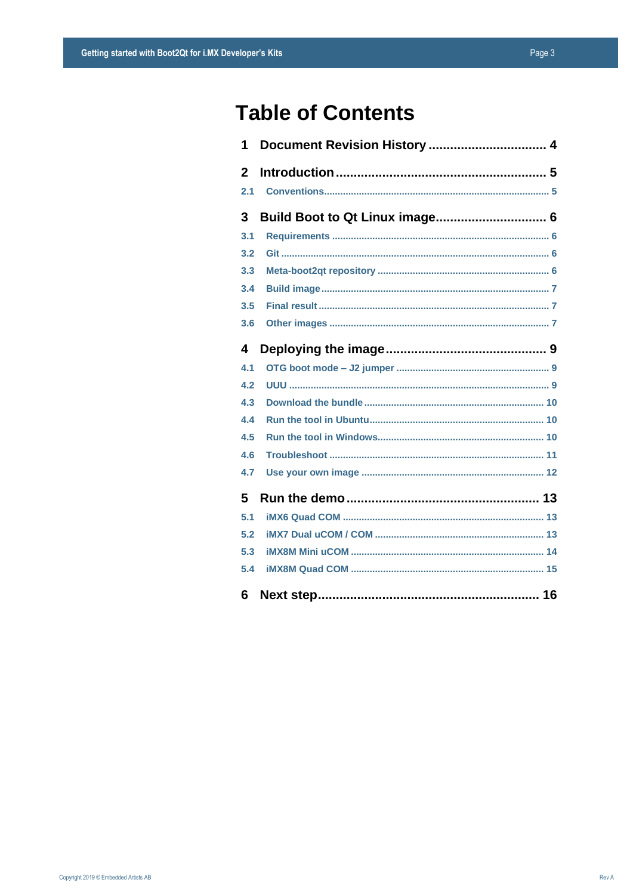# Table of Contents

**1 Document Revision History ................................ 4**

**2 Introduction .......................................................... 5**

2.1 Conventions ................................................................................. 5

**3 Build Boot to Qt Linux image .............................. 6**

3.1 Requirements ............................................................................... 6

3.2 Git ................................................................................................ 6

3.3 Meta-boot2qt repository .............................................................. 6

3.4 Build image .................................................................................. 7

3.5 Final result .................................................................................... 7

3.6 Other images ................................................................................ 7

**4 Deploying the image ............................................ 9**

4.1 OTG boot mode – J2 jumper ....................................................... 9

4.2 UUU ............................................................................................. 9

4.3 Download the bundle ................................................................. 10

4.4 Run the tool in Ubuntu ............................................................... 10

4.5 Run the tool in Windows ............................................................ 10

4.6 Troubleshoot .............................................................................. 11

4.7 Use your own image .................................................................. 12

**5 Run the demo ..................................................... 13**

5.1 iMX6 Quad COM ........................................................................ 13

5.2 iMX7 Dual uCOM / COM ............................................................ 13

5.3 iMX8M Mini uCOM ..................................................................... 14

5.4 iMX8M Quad COM ..................................................................... 15

**6 Next step ............................................................. 16**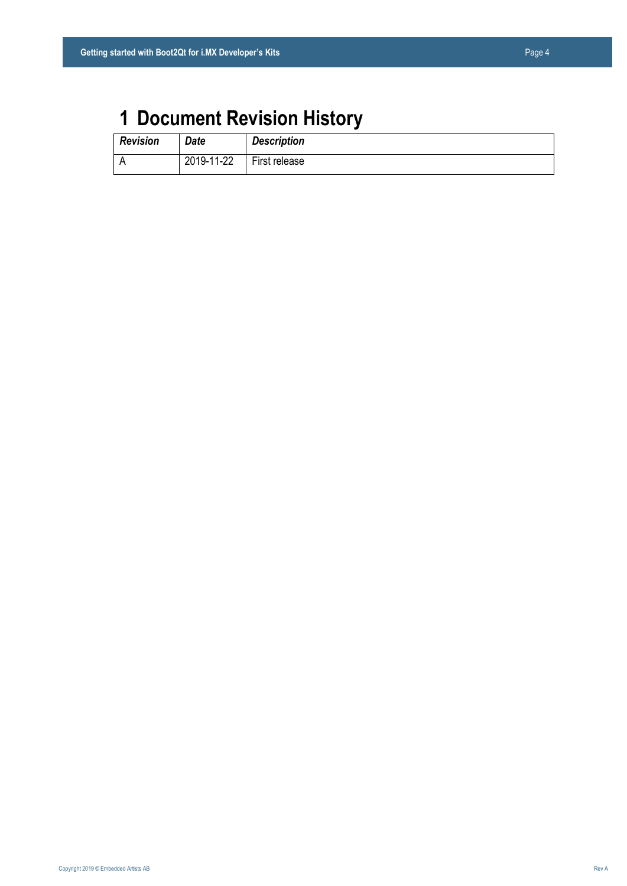# 1 Document Revision History

| *Revision* | *Date* | *Description* |
|---|---|---|
| A | 2019-11-22 | First release |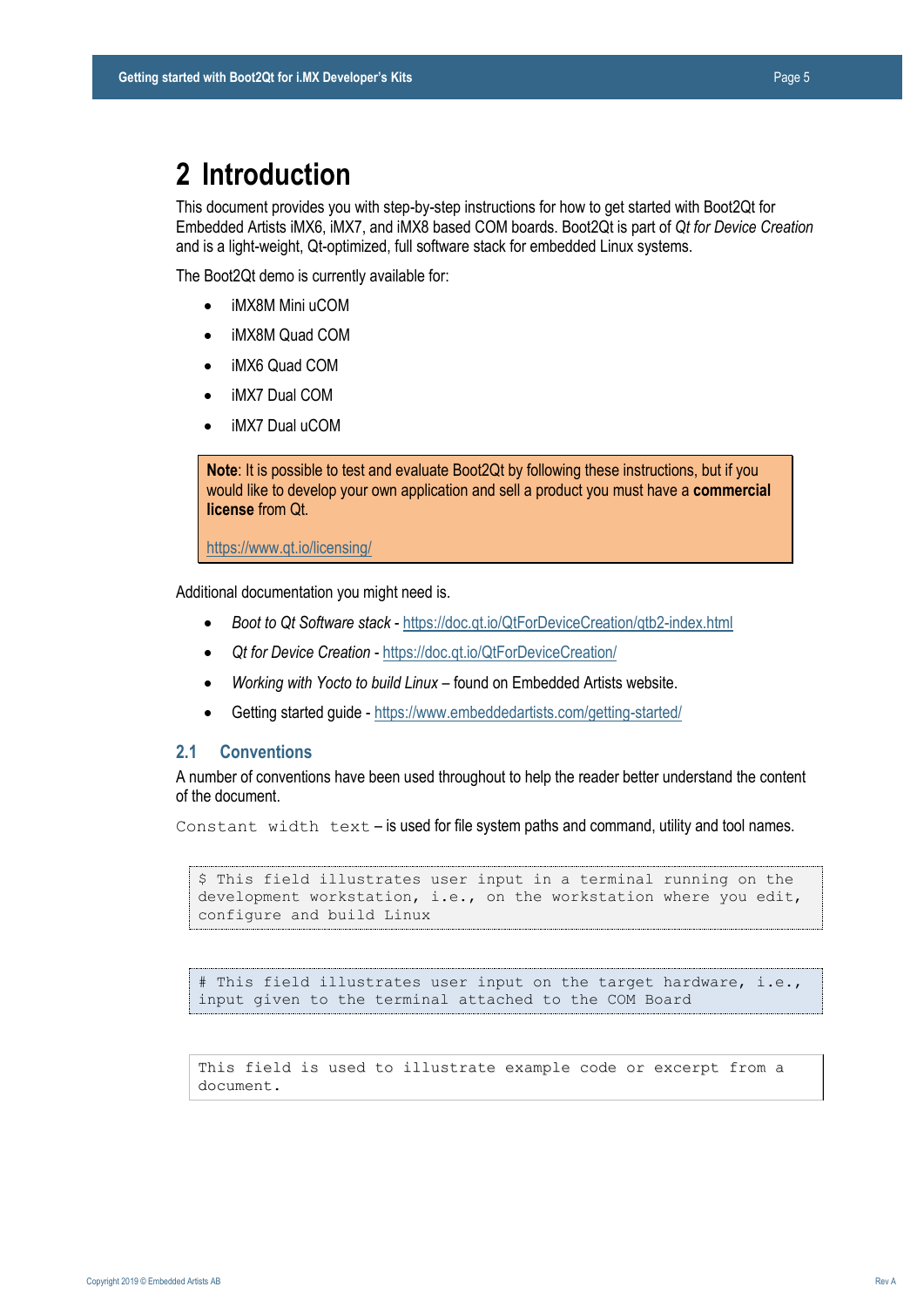# 2 Introduction

This document provides you with step-by-step instructions for how to get started with Boot2Qt for Embedded Artists iMX6, iMX7, and iMX8 based COM boards. Boot2Qt is part of *Qt for Device Creation* and is a light-weight, Qt-optimized, full software stack for embedded Linux systems.

The Boot2Qt demo is currently available for:

- iMX8M Mini uCOM
- iMX8M Quad COM
- iMX6 Quad COM
- iMX7 Dual COM
- iMX7 Dual uCOM

> **Note**: It is possible to test and evaluate Boot2Qt by following these instructions, but if you would like to develop your own application and sell a product you must have a **commercial license** from Qt.
>
> https://www.qt.io/licensing/

Additional documentation you might need is.

- *Boot to Qt Software stack* - https://doc.qt.io/QtForDeviceCreation/qtb2-index.html
- *Qt for Device Creation* - https://doc.qt.io/QtForDeviceCreation/
- *Working with Yocto to build Linux* – found on Embedded Artists website.
- Getting started guide - https://www.embeddedartists.com/getting-started/

## 2.1 Conventions

A number of conventions have been used throughout to help the reader better understand the content of the document.

`Constant width text` – is used for file system paths and command, utility and tool names.

```
$ This field illustrates user input in a terminal running on the
development workstation, i.e., on the workstation where you edit,
configure and build Linux
```

```
# This field illustrates user input on the target hardware, i.e.,
input given to the terminal attached to the COM Board
```

```
This field is used to illustrate example code or excerpt from a
document.
```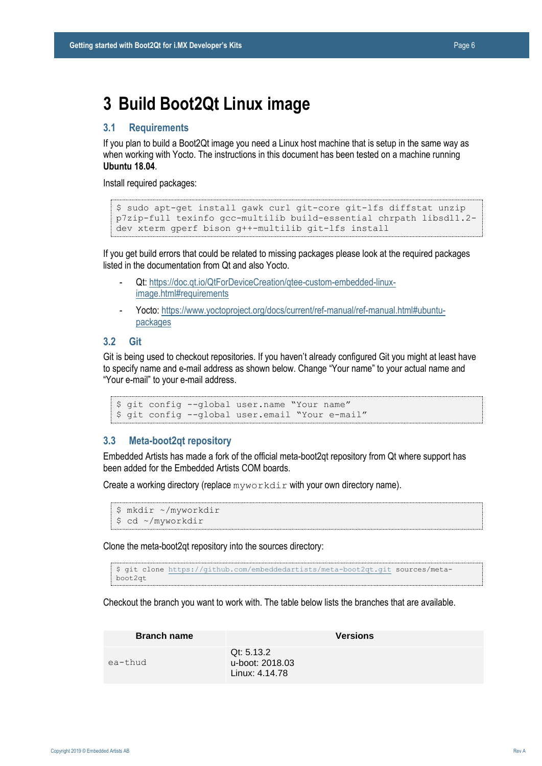# 3 Build Boot2Qt Linux image

## 3.1 Requirements

If you plan to build a Boot2Qt image you need a Linux host machine that is setup in the same way as when working with Yocto. The instructions in this document has been tested on a machine running **Ubuntu 18.04**.

Install required packages:

```
$ sudo apt-get install gawk curl git-core git-lfs diffstat unzip
p7zip-full texinfo gcc-multilib build-essential chrpath libsdl1.2-
dev xterm gperf bison g++-multilib git-lfs install
```

If you get build errors that could be related to missing packages please look at the required packages listed in the documentation from Qt and also Yocto.

- Qt: https://doc.qt.io/QtForDeviceCreation/qtee-custom-embedded-linux-image.html#requirements
- Yocto: https://www.yoctoproject.org/docs/current/ref-manual/ref-manual.html#ubuntu-packages

## 3.2 Git

Git is being used to checkout repositories. If you haven't already configured Git you might at least have to specify name and e-mail address as shown below. Change "Your name" to your actual name and "Your e-mail" to your e-mail address.

```
$ git config --global user.name "Your name"
$ git config --global user.email "Your e-mail"
```

## 3.3 Meta-boot2qt repository

Embedded Artists has made a fork of the official meta-boot2qt repository from Qt where support has been added for the Embedded Artists COM boards.

Create a working directory (replace `myworkdir` with your own directory name).

```
$ mkdir ~/myworkdir
$ cd ~/myworkdir
```

Clone the meta-boot2qt repository into the sources directory:

```
$ git clone https://github.com/embeddedartists/meta-boot2qt.git sources/meta-boot2qt
```

Checkout the branch you want to work with. The table below lists the branches that are available.

| Branch name | Versions |
|---|---|
| `ea-thud` | Qt: 5.13.2<br>u-boot: 2018.03<br>Linux: 4.14.78 |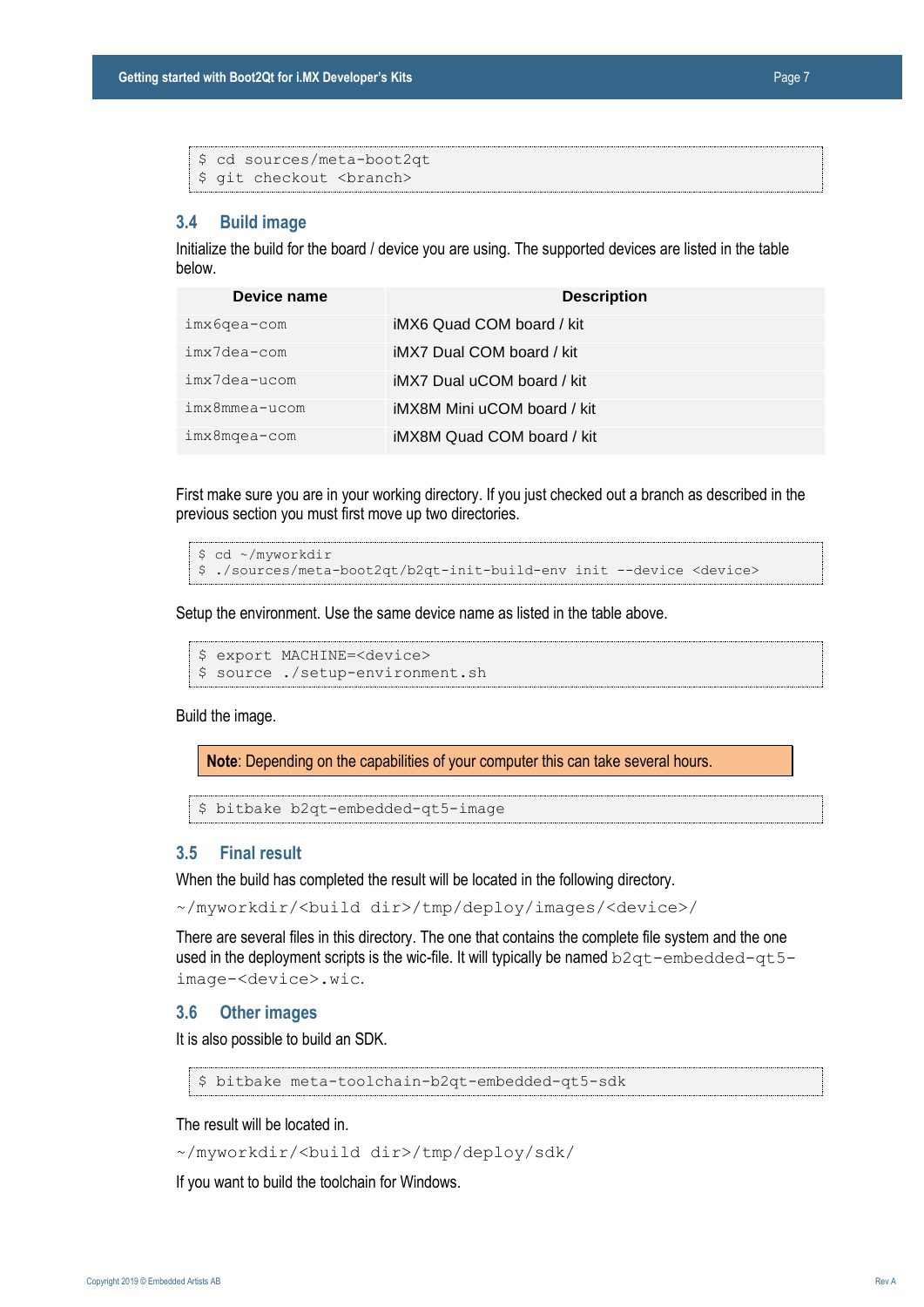```
$ cd sources/meta-boot2qt
$ git checkout <branch>
```

## 3.4 Build image

Initialize the build for the board / device you are using. The supported devices are listed in the table below.

| Device name | Description |
|---|---|
| imx6qea-com | iMX6 Quad COM board / kit |
| imx7dea-com | iMX7 Dual COM board / kit |
| imx7dea-ucom | iMX7 Dual uCOM board / kit |
| imx8mmea-ucom | iMX8M Mini uCOM board / kit |
| imx8mqea-com | iMX8M Quad COM board / kit |

First make sure you are in your working directory. If you just checked out a branch as described in the previous section you must first move up two directories.

```
$ cd ~/myworkdir
$ ./sources/meta-boot2qt/b2qt-init-build-env init --device <device>
```

Setup the environment. Use the same device name as listed in the table above.

```
$ export MACHINE=<device>
$ source ./setup-environment.sh
```

Build the image.

> **Note**: Depending on the capabilities of your computer this can take several hours.

```
$ bitbake b2qt-embedded-qt5-image
```

## 3.5 Final result

When the build has completed the result will be located in the following directory.

`~/myworkdir/<build dir>/tmp/deploy/images/<device>/`

There are several files in this directory. The one that contains the complete file system and the one used in the deployment scripts is the wic-file. It will typically be named `b2qt-embedded-qt5-image-<device>.wic`.

## 3.6 Other images

It is also possible to build an SDK.

```
$ bitbake meta-toolchain-b2qt-embedded-qt5-sdk
```

The result will be located in.

`~/myworkdir/<build dir>/tmp/deploy/sdk/`

If you want to build the toolchain for Windows.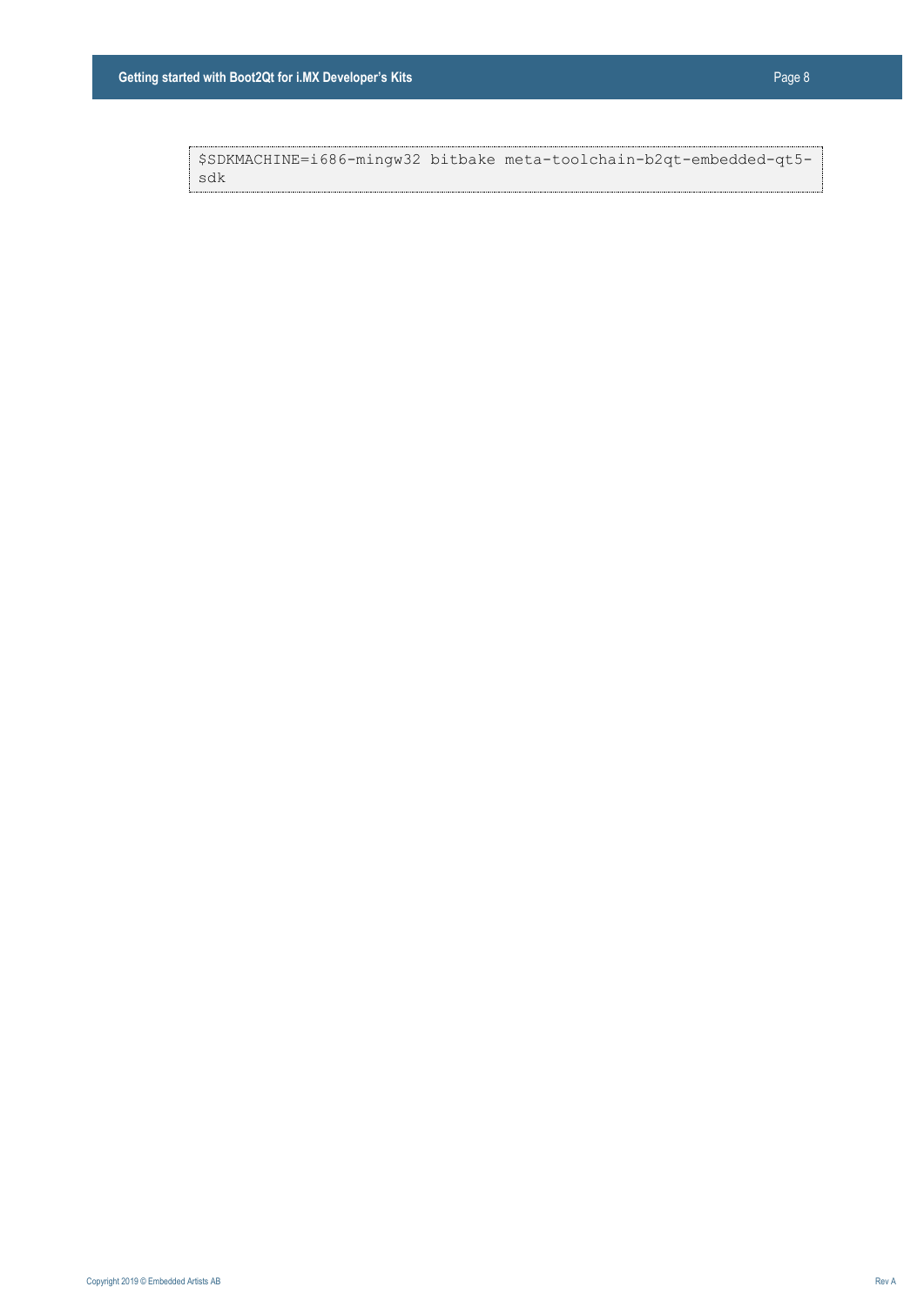```
$SDKMACHINE=i686-mingw32 bitbake meta-toolchain-b2qt-embedded-qt5-sdk
```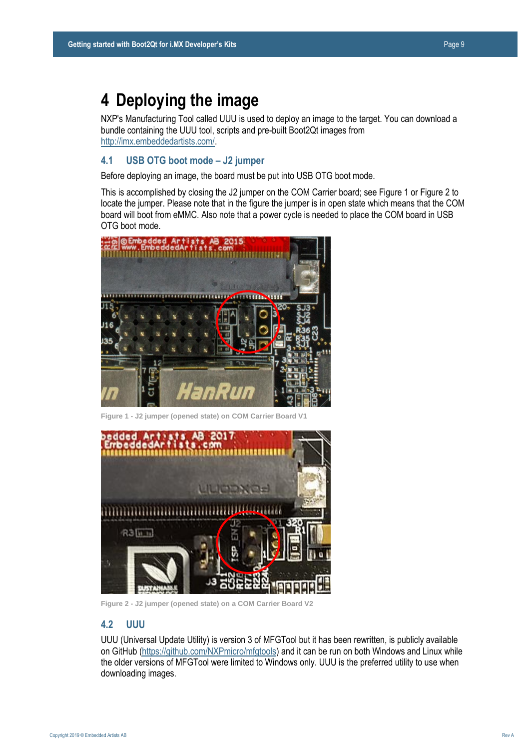# 4 Deploying the image

NXP's Manufacturing Tool called UUU is used to deploy an image to the target. You can download a bundle containing the UUU tool, scripts and pre-built Boot2Qt images from http://imx.embeddedartists.com/.

## 4.1 USB OTG boot mode – J2 jumper

Before deploying an image, the board must be put into USB OTG boot mode.

This is accomplished by closing the J2 jumper on the COM Carrier board; see Figure 1 or Figure 2 to locate the jumper. Please note that in the figure the jumper is in open state which means that the COM board will boot from eMMC. Also note that a power cycle is needed to place the COM board in USB OTG boot mode.

Figure 1 - J2 jumper (opened state) on COM Carrier Board V1

Figure 2 - J2 jumper (opened state) on a COM Carrier Board V2

## 4.2 UUU

UUU (Universal Update Utility) is version 3 of MFGTool but it has been rewritten, is publicly available on GitHub (https://github.com/NXPmicro/mfgtools) and it can be run on both Windows and Linux while the older versions of MFGTool were limited to Windows only. UUU is the preferred utility to use when downloading images.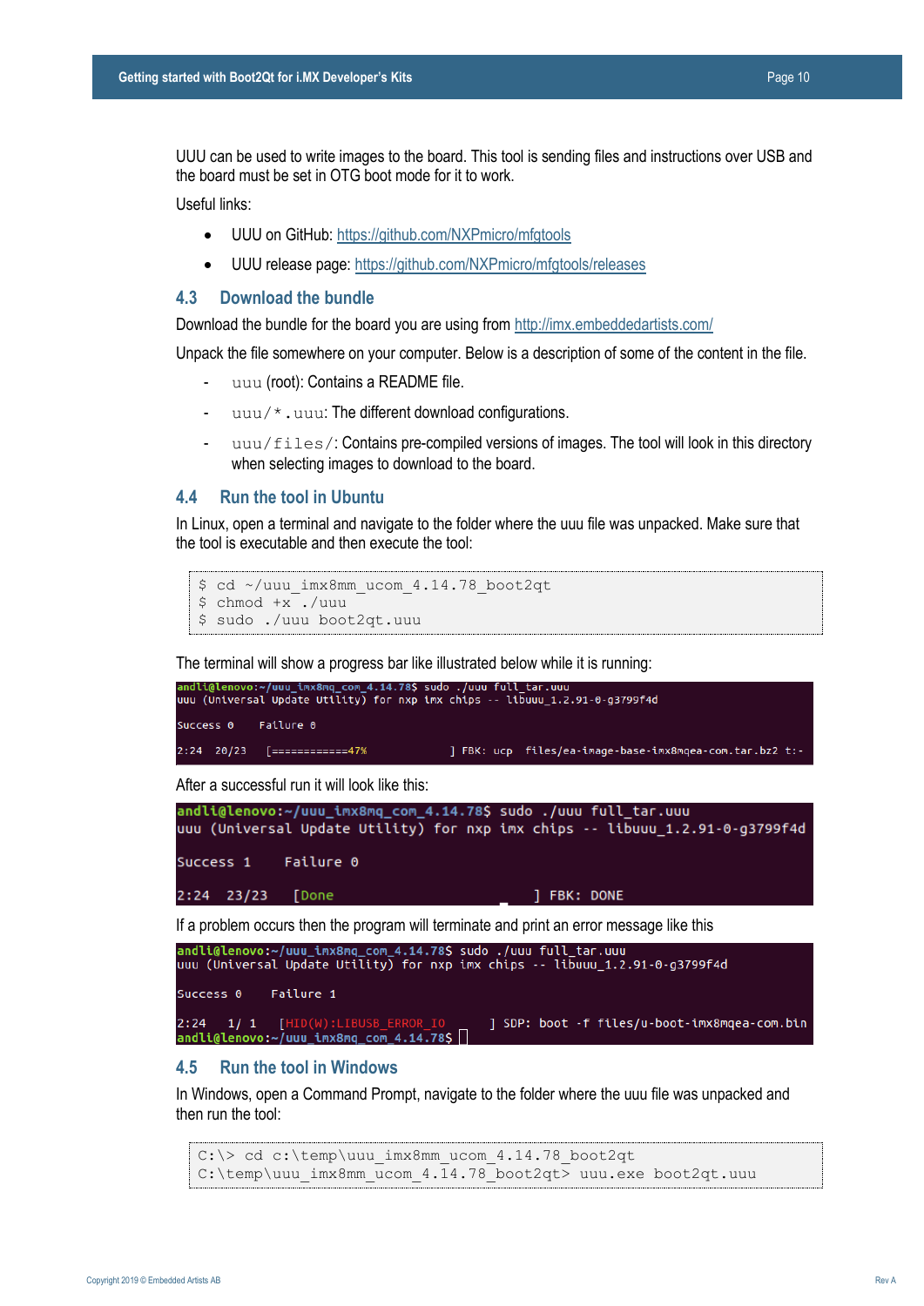UUU can be used to write images to the board. This tool is sending files and instructions over USB and the board must be set in OTG boot mode for it to work.

Useful links:

- UUU on GitHub: https://github.com/NXPmicro/mfgtools
- UUU release page: https://github.com/NXPmicro/mfgtools/releases

## 4.3 Download the bundle

Download the bundle for the board you are using from http://imx.embeddedartists.com/

Unpack the file somewhere on your computer. Below is a description of some of the content in the file.

- `uuu` (root): Contains a README file.
- `uuu/*.uuu`: The different download configurations.
- `uuu/files/`: Contains pre-compiled versions of images. The tool will look in this directory when selecting images to download to the board.

## 4.4 Run the tool in Ubuntu

In Linux, open a terminal and navigate to the folder where the uuu file was unpacked. Make sure that the tool is executable and then execute the tool:

```
$ cd ~/uuu_imx8mm_ucom_4.14.78_boot2qt
$ chmod +x ./uuu
$ sudo ./uuu boot2qt.uuu
```

The terminal will show a progress bar like illustrated below while it is running:

```
andli@lenovo:~/uuu_imx8mq_com_4.14.78$ sudo ./uuu full_tar.uuu
uuu (Universal Update Utility) for nxp imx chips -- libuuu_1.2.91-0-g3799f4d

Success 0    Failure 0

2:24  20/23   [============47%             ] FBK: ucp  files/ea-image-base-imx8mqea-com.tar.bz2 t:-
```

After a successful run it will look like this:

```
andli@lenovo:~/uuu_imx8mq_com_4.14.78$ sudo ./uuu full_tar.uuu
uuu (Universal Update Utility) for nxp imx chips -- libuuu_1.2.91-0-g3799f4d

Success 1    Failure 0

2:24  23/23   [Done                         ] FBK: DONE
```

If a problem occurs then the program will terminate and print an error message like this

```
andli@lenovo:~/uuu_imx8mq_com_4.14.78$ sudo ./uuu full_tar.uuu
uuu (Universal Update Utility) for nxp imx chips -- libuuu_1.2.91-0-g3799f4d

Success 0    Failure 1

2:24   1/ 1   [HID(W):LIBUSB_ERROR_IO      ] SDP: boot -f files/u-boot-imx8mqea-com.bin
andli@lenovo:~/uuu_imx8mq_com_4.14.78$
```

## 4.5 Run the tool in Windows

In Windows, open a Command Prompt, navigate to the folder where the uuu file was unpacked and then run the tool:

```
C:\> cd c:\temp\uuu_imx8mm_ucom_4.14.78_boot2qt
C:\temp\uuu_imx8mm_ucom_4.14.78_boot2qt> uuu.exe boot2qt.uuu
```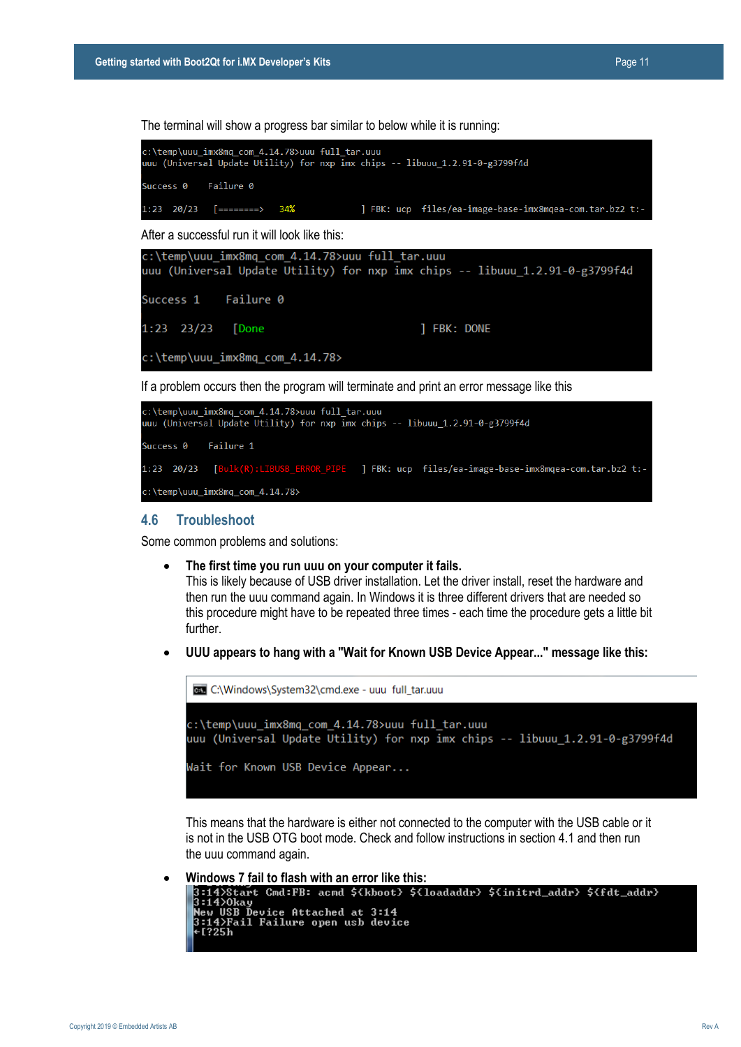The terminal will show a progress bar similar to below while it is running:

```
c:\temp\uuu_imx8mq_com_4.14.78>uuu full_tar.uuu
uuu (Universal Update Utility) for nxp imx chips -- libuuu_1.2.91-0-g3799f4d

Success 0    Failure 0

1:23  20/23   [========>    34%            ] FBK: ucp  files/ea-image-base-imx8mqea-com.tar.bz2 t:-
```

After a successful run it will look like this:

```
c:\temp\uuu_imx8mq_com_4.14.78>uuu full_tar.uuu
uuu (Universal Update Utility) for nxp imx chips -- libuuu_1.2.91-0-g3799f4d

Success 1    Failure 0

1:23  23/23   [Done                          ] FBK: DONE

c:\temp\uuu_imx8mq_com_4.14.78>
```

If a problem occurs then the program will terminate and print an error message like this

```
c:\temp\uuu_imx8mq_com_4.14.78>uuu full_tar.uuu
uuu (Universal Update Utility) for nxp imx chips -- libuuu_1.2.91-0-g3799f4d

Success 0    Failure 1

1:23  20/23   [Bulk(R):LIBUSB_ERROR_PIPE   ] FBK: ucp  files/ea-image-base-imx8mqea-com.tar.bz2 t:-

c:\temp\uuu_imx8mq_com_4.14.78>
```

## 4.6 Troubleshoot

Some common problems and solutions:

- **The first time you run uuu on your computer it fails.**
  This is likely because of USB driver installation. Let the driver install, reset the hardware and then run the uuu command again. In Windows it is three different drivers that are needed so this procedure might have to be repeated three times - each time the procedure gets a little bit further.

- **UUU appears to hang with a "Wait for Known USB Device Appear..." message like this:**

  ```
  C:\Windows\System32\cmd.exe - uuu  full_tar.uuu

  c:\temp\uuu_imx8mq_com_4.14.78>uuu full_tar.uuu
  uuu (Universal Update Utility) for nxp imx chips -- libuuu_1.2.91-0-g3799f4d

  Wait for Known USB Device Appear...
  ```

  This means that the hardware is either not connected to the computer with the USB cable or it is not in the USB OTG boot mode. Check and follow instructions in section 4.1 and then run the uuu command again.

- **Windows 7 fail to flash with an error like this:**

  ```
  3:14>Start Cmd:FB: acmd ${kboot} ${loadaddr} ${initrd_addr} ${fdt_addr}
  3:14>Okay
  New USB Device Attached at 3:14
  3:14>Fail Failure open usb device
  ←[?25h
  ```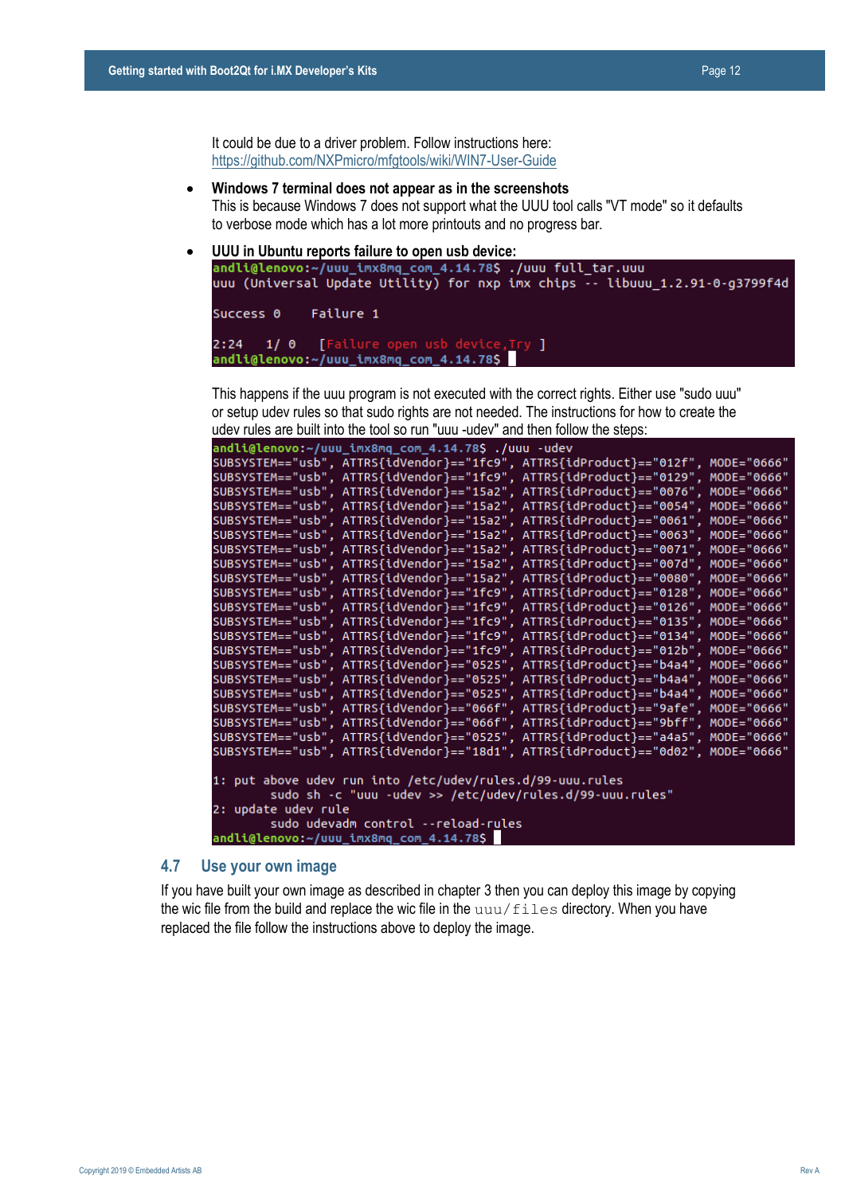It could be due to a driver problem. Follow instructions here: https://github.com/NXPmicro/mfgtools/wiki/WIN7-User-Guide

- **Windows 7 terminal does not appear as in the screenshots**
  This is because Windows 7 does not support what the UUU tool calls "VT mode" so it defaults to verbose mode which has a lot more printouts and no progress bar.

- **UUU in Ubuntu reports failure to open usb device:**

```
andli@lenovo:~/uuu_imx8mq_com_4.14.78$ ./uuu full_tar.uuu
uuu (Universal Update Utility) for nxp imx chips -- libuuu_1.2.91-0-g3799f4d

Success 0    Failure 1

2:24    1/ 0    [Failure open usb device,Try ]
andli@lenovo:~/uuu_imx8mq_com_4.14.78$
```

This happens if the uuu program is not executed with the correct rights. Either use "sudo uuu" or setup udev rules so that sudo rights are not needed. The instructions for how to create the udev rules are built into the tool so run "uuu -udev" and then follow the steps:

```
andli@lenovo:~/uuu_imx8mq_com_4.14.78$ ./uuu -udev
SUBSYSTEM=="usb", ATTRS{idVendor}=="1fc9", ATTRS{idProduct}=="012f", MODE="0666"
SUBSYSTEM=="usb", ATTRS{idVendor}=="1fc9", ATTRS{idProduct}=="0129", MODE="0666"
SUBSYSTEM=="usb", ATTRS{idVendor}=="15a2", ATTRS{idProduct}=="0076", MODE="0666"
SUBSYSTEM=="usb", ATTRS{idVendor}=="15a2", ATTRS{idProduct}=="0054", MODE="0666"
SUBSYSTEM=="usb", ATTRS{idVendor}=="15a2", ATTRS{idProduct}=="0061", MODE="0666"
SUBSYSTEM=="usb", ATTRS{idVendor}=="15a2", ATTRS{idProduct}=="0063", MODE="0666"
SUBSYSTEM=="usb", ATTRS{idVendor}=="15a2", ATTRS{idProduct}=="0071", MODE="0666"
SUBSYSTEM=="usb", ATTRS{idVendor}=="15a2", ATTRS{idProduct}=="007d", MODE="0666"
SUBSYSTEM=="usb", ATTRS{idVendor}=="15a2", ATTRS{idProduct}=="0080", MODE="0666"
SUBSYSTEM=="usb", ATTRS{idVendor}=="1fc9", ATTRS{idProduct}=="0128", MODE="0666"
SUBSYSTEM=="usb", ATTRS{idVendor}=="1fc9", ATTRS{idProduct}=="0126", MODE="0666"
SUBSYSTEM=="usb", ATTRS{idVendor}=="1fc9", ATTRS{idProduct}=="0135", MODE="0666"
SUBSYSTEM=="usb", ATTRS{idVendor}=="1fc9", ATTRS{idProduct}=="0134", MODE="0666"
SUBSYSTEM=="usb", ATTRS{idVendor}=="1fc9", ATTRS{idProduct}=="012b", MODE="0666"
SUBSYSTEM=="usb", ATTRS{idVendor}=="0525", ATTRS{idProduct}=="b4a4", MODE="0666"
SUBSYSTEM=="usb", ATTRS{idVendor}=="0525", ATTRS{idProduct}=="b4a4", MODE="0666"
SUBSYSTEM=="usb", ATTRS{idVendor}=="0525", ATTRS{idProduct}=="b4a4", MODE="0666"
SUBSYSTEM=="usb", ATTRS{idVendor}=="066f", ATTRS{idProduct}=="9afe", MODE="0666"
SUBSYSTEM=="usb", ATTRS{idVendor}=="066f", ATTRS{idProduct}=="9bff", MODE="0666"
SUBSYSTEM=="usb", ATTRS{idVendor}=="0525", ATTRS{idProduct}=="a4a5", MODE="0666"
SUBSYSTEM=="usb", ATTRS{idVendor}=="18d1", ATTRS{idProduct}=="0d02", MODE="0666"

1: put above udev run into /etc/udev/rules.d/99-uuu.rules
        sudo sh -c "uuu -udev >> /etc/udev/rules.d/99-uuu.rules"
2: update udev rule
        sudo udevadm control --reload-rules
andli@lenovo:~/uuu_imx8mq_com_4.14.78$
```

## 4.7 Use your own image

If you have built your own image as described in chapter 3 then you can deploy this image by copying the wic file from the build and replace the wic file in the `uuu/files` directory. When you have replaced the file follow the instructions above to deploy the image.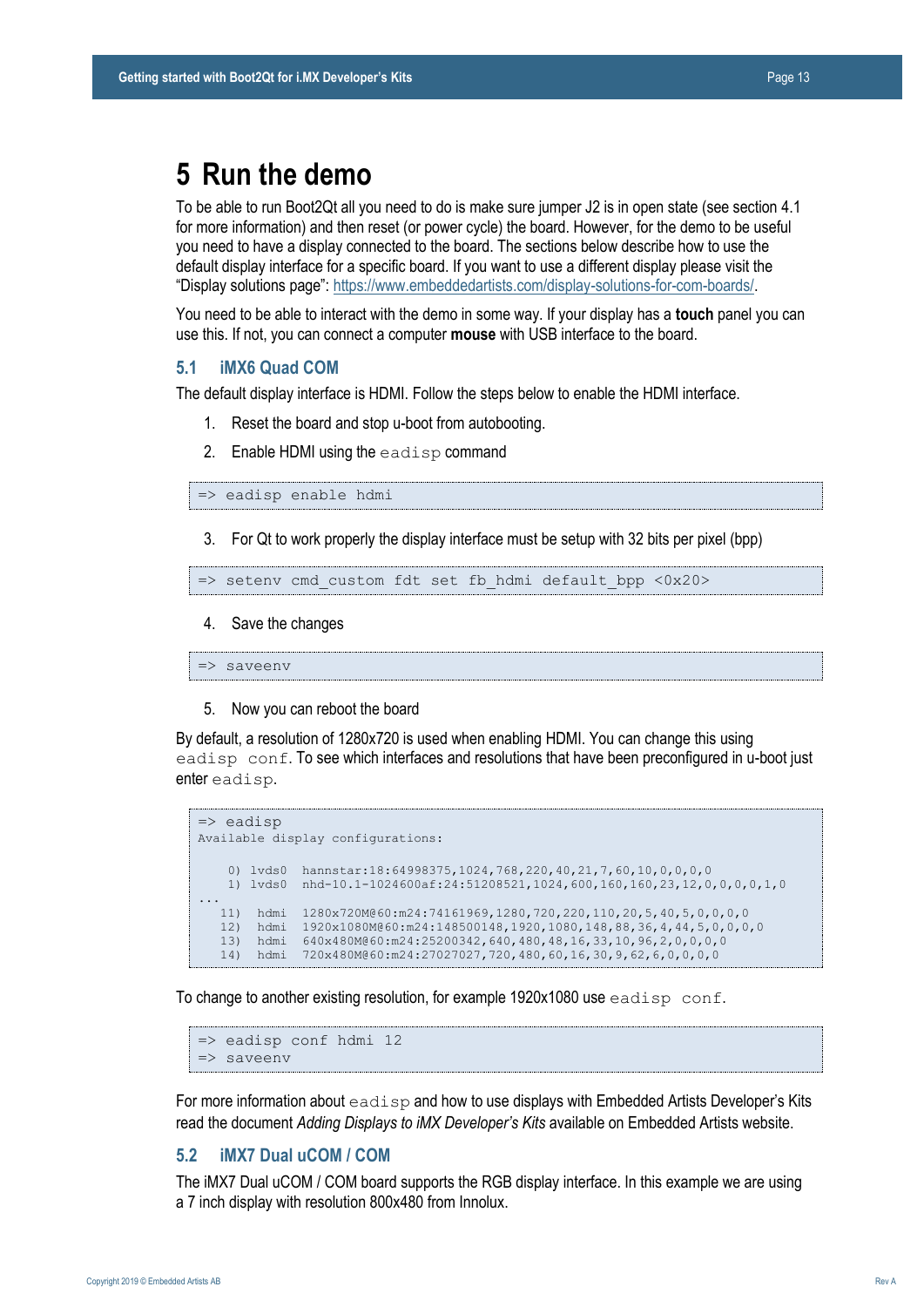# 5 Run the demo

To be able to run Boot2Qt all you need to do is make sure jumper J2 is in open state (see section 4.1 for more information) and then reset (or power cycle) the board. However, for the demo to be useful you need to have a display connected to the board. The sections below describe how to use the default display interface for a specific board. If you want to use a different display please visit the "Display solutions page": https://www.embeddedartists.com/display-solutions-for-com-boards/.

You need to be able to interact with the demo in some way. If your display has a **touch** panel you can use this. If not, you can connect a computer **mouse** with USB interface to the board.

## 5.1 iMX6 Quad COM

The default display interface is HDMI. Follow the steps below to enable the HDMI interface.

1. Reset the board and stop u-boot from autobooting.
2. Enable HDMI using the `eadisp` command

```
=> eadisp enable hdmi
```

3. For Qt to work properly the display interface must be setup with 32 bits per pixel (bpp)

```
=> setenv cmd_custom fdt set fb_hdmi default_bpp <0x20>
```

4. Save the changes

```
=> saveenv
```

5. Now you can reboot the board

By default, a resolution of 1280x720 is used when enabling HDMI. You can change this using `eadisp conf`. To see which interfaces and resolutions that have been preconfigured in u-boot just enter `eadisp`.

```
=> eadisp
Available display configurations:

    0) lvds0   hannstar:18:64998375,1024,768,220,40,21,7,60,10,0,0,0,0
    1) lvds0   nhd-10.1-1024600af:24:51208521,1024,600,160,160,23,12,0,0,0,0,1,0
...
   11)  hdmi   1280x720M@60:m24:74161969,1280,720,220,110,20,5,40,5,0,0,0,0
   12)  hdmi   1920x1080M@60:m24:148500148,1920,1080,148,88,36,4,44,5,0,0,0,0
   13)  hdmi   640x480M@60:m24:25200342,640,480,48,16,33,10,96,2,0,0,0,0
   14)  hdmi   720x480M@60:m24:27027027,720,480,60,16,30,9,62,6,0,0,0,0
```

To change to another existing resolution, for example 1920x1080 use `eadisp conf`.

```
=> eadisp conf hdmi 12
=> saveenv
```

For more information about `eadisp` and how to use displays with Embedded Artists Developer's Kits read the document *Adding Displays to iMX Developer's Kits* available on Embedded Artists website.

## 5.2 iMX7 Dual uCOM / COM

The iMX7 Dual uCOM / COM board supports the RGB display interface. In this example we are using a 7 inch display with resolution 800x480 from Innolux.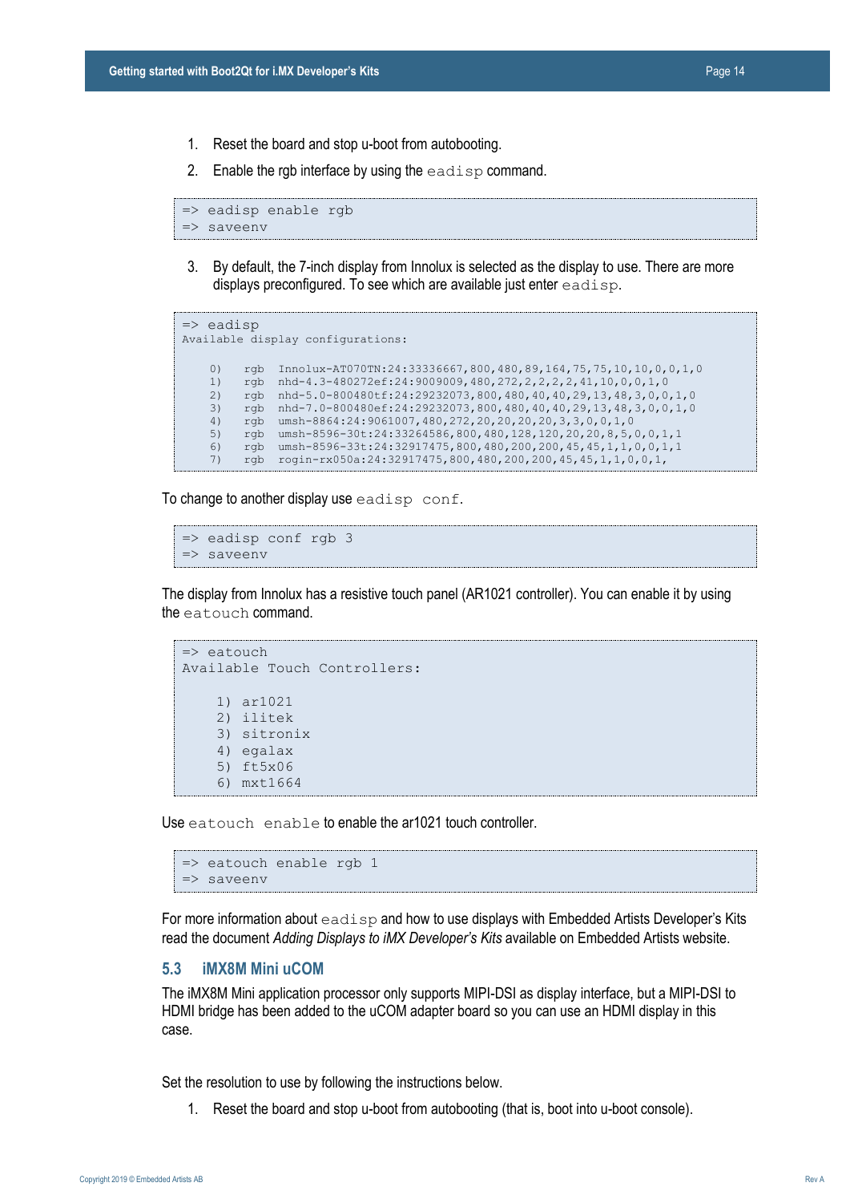1. Reset the board and stop u-boot from autobooting.
2. Enable the rgb interface by using the `eadisp` command.

```
=> eadisp enable rgb
=> saveenv
```

3. By default, the 7-inch display from Innolux is selected as the display to use. There are more displays preconfigured. To see which are available just enter `eadisp`.

```
=> eadisp
Available display configurations:

    0)   rgb  Innolux-AT070TN:24:33336667,800,480,89,164,75,75,10,10,0,0,1,0
    1)   rgb  nhd-4.3-480272ef:24:9009009,480,272,2,2,2,2,41,10,0,0,1,0
    2)   rgb  nhd-5.0-800480tf:24:29232073,800,480,40,40,29,13,48,3,0,0,1,0
    3)   rgb  nhd-7.0-800480ef:24:29232073,800,480,40,40,29,13,48,3,0,0,1,0
    4)   rgb  umsh-8864:24:9061007,480,272,20,20,20,20,3,3,0,0,1,0
    5)   rgb  umsh-8596-30t:24:33264586,800,480,128,120,20,20,8,5,0,0,1,1
    6)   rgb  umsh-8596-33t:24:32917475,800,480,200,200,45,45,1,1,0,0,1,1
    7)   rgb  rogin-rx050a:24:32917475,800,480,200,200,45,45,1,1,0,0,1,
```

To change to another display use `eadisp conf`.

```
=> eadisp conf rgb 3
=> saveenv
```

The display from Innolux has a resistive touch panel (AR1021 controller). You can enable it by using the `eatouch` command.

```
=> eatouch
Available Touch Controllers:

     1) ar1021
     2) ilitek
     3) sitronix
     4) egalax
     5) ft5x06
     6) mxt1664
```

Use `eatouch enable` to enable the ar1021 touch controller.

```
=> eatouch enable rgb 1
=> saveenv
```

For more information about `eadisp` and how to use displays with Embedded Artists Developer's Kits read the document *Adding Displays to iMX Developer's Kits* available on Embedded Artists website.

## 5.3 iMX8M Mini uCOM

The iMX8M Mini application processor only supports MIPI-DSI as display interface, but a MIPI-DSI to HDMI bridge has been added to the uCOM adapter board so you can use an HDMI display in this case.

Set the resolution to use by following the instructions below.

1. Reset the board and stop u-boot from autobooting (that is, boot into u-boot console).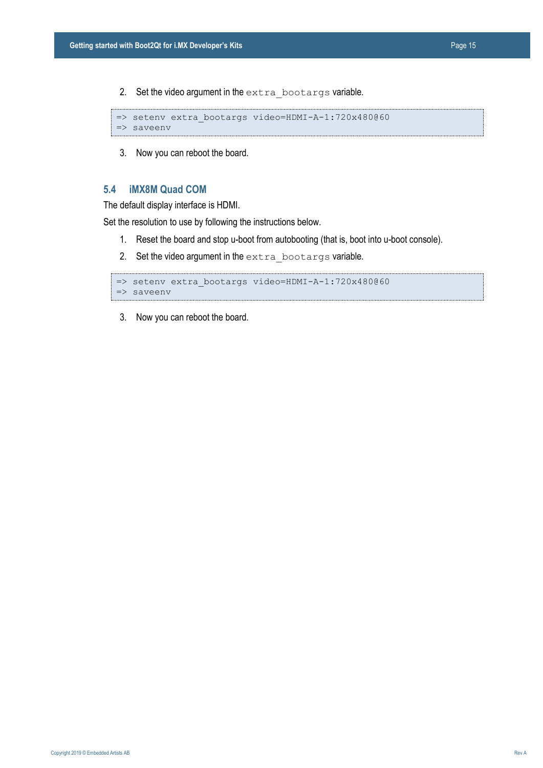2. Set the video argument in the `extra_bootargs` variable.

```
=> setenv extra_bootargs video=HDMI-A-1:720x480@60
=> saveenv
```

3. Now you can reboot the board.

## 5.4 iMX8M Quad COM

The default display interface is HDMI.

Set the resolution to use by following the instructions below.

1. Reset the board and stop u-boot from autobooting (that is, boot into u-boot console).
2. Set the video argument in the `extra_bootargs` variable.

```
=> setenv extra_bootargs video=HDMI-A-1:720x480@60
=> saveenv
```

3. Now you can reboot the board.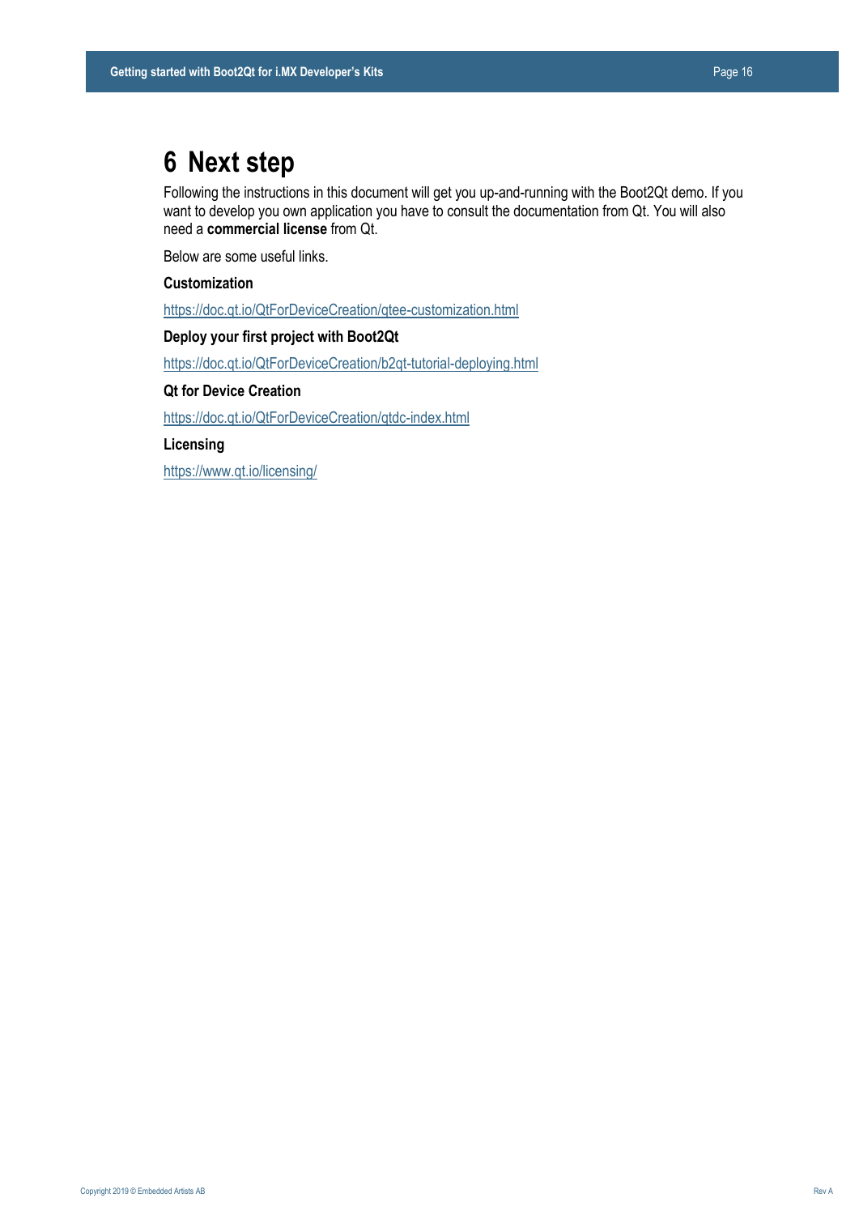# 6 Next step

Following the instructions in this document will get you up-and-running with the Boot2Qt demo. If you want to develop you own application you have to consult the documentation from Qt. You will also need a **commercial license** from Qt.

Below are some useful links.

**Customization**

https://doc.qt.io/QtForDeviceCreation/qtee-customization.html

**Deploy your first project with Boot2Qt**

https://doc.qt.io/QtForDeviceCreation/b2qt-tutorial-deploying.html

**Qt for Device Creation**

https://doc.qt.io/QtForDeviceCreation/qtdc-index.html

**Licensing**

https://www.qt.io/licensing/